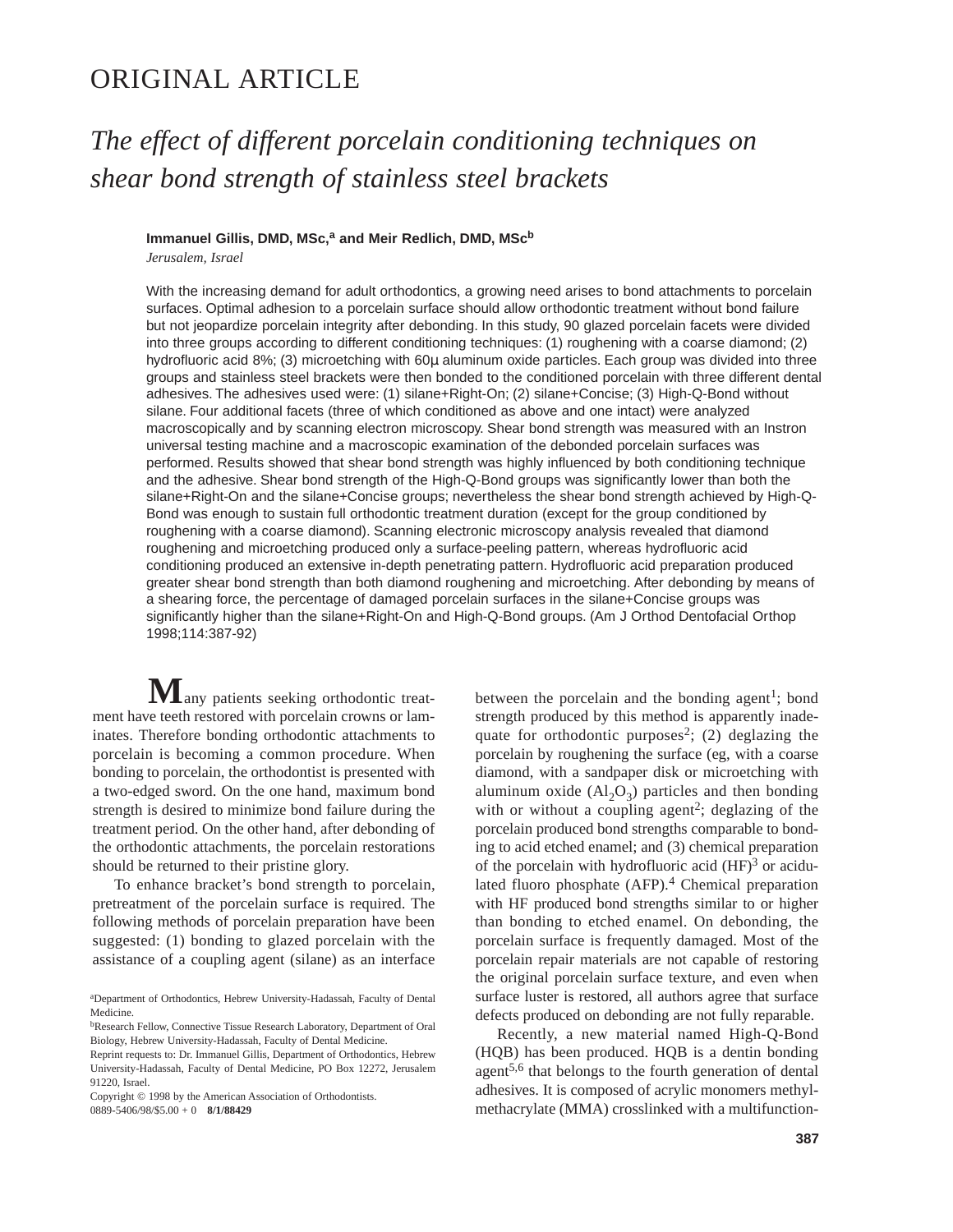ORIGINAL ARTICLE

# *The effect of different porcelain conditioning techniques on shear bond strength of stainless steel brackets*

**Immanuel Gillis, DMD, MSc,[a] and Meir Redlich, DMD, MSc[b]**

*Jerusalem, Israel*

With the increasing demand for adult orthodontics, a growing need arises to bond attachments to porcelain surfaces. Optimal adhesion to a porcelain surface should allow orthodontic treatment without bond failure but not jeopardize porcelain integrity after debonding. In this study, 90 glazed porcelain facets were divided into three groups according to different conditioning techniques: (1) roughening with a coarse diamond; (2) hydrofluoric acid 8%; (3) microetching with 60μ aluminum oxide particles. Each group was divided into three groups and stainless steel brackets were then bonded to the conditioned porcelain with three different dental adhesives. The adhesives used were: (1) silane+Right-On; (2) silane+Concise; (3) High-Q-Bond without silane. Four additional facets (three of which conditioned as above and one intact) were analyzed macroscopically and by scanning electron microscopy. Shear bond strength was measured with an Instron universal testing machine and a macroscopic examination of the debonded porcelain surfaces was performed. Results showed that shear bond strength was highly influenced by both conditioning technique and the adhesive. Shear bond strength of the High-Q-Bond groups was significantly lower than both the silane+Right-On and the silane+Concise groups; nevertheless the shear bond strength achieved by High-Q-Bond was enough to sustain full orthodontic treatment duration (except for the group conditioned by roughening with a coarse diamond). Scanning electronic microscopy analysis revealed that diamond roughening and microetching produced only a surface-peeling pattern, whereas hydrofluoric acid conditioning produced an extensive in-depth penetrating pattern. Hydrofluoric acid preparation produced greater shear bond strength than both diamond roughening and microetching. After debonding by means of a shearing force, the percentage of damaged porcelain surfaces in the silane+Concise groups was significantly higher than the silane+Right-On and High-Q-Bond groups. (Am J Orthod Dentofacial Orthop 1998;114:387-92)

Many patients seeking orthodontic treatment have teeth restored with porcelain crowns or laminates. Therefore bonding orthodontic attachments to porcelain is becoming a common procedure. When bonding to porcelain, the orthodontist is presented with a two-edged sword. On the one hand, maximum bond strength is desired to minimize bond failure during the treatment period. On the other hand, after debonding of the orthodontic attachments, the porcelain restorations should be returned to their pristine glory.

To enhance bracket's bond strength to porcelain, pretreatment of the porcelain surface is required. The following methods of porcelain preparation have been suggested: (1) bonding to glazed porcelain with the assistance of a coupling agent (silane) as an interface between the porcelain and the bonding agent[1]; bond strength produced by this method is apparently inadequate for orthodontic purposes[2]; (2) deglazing the porcelain by roughening the surface (eg, with a coarse diamond, with a sandpaper disk or microetching with aluminum oxide ($Al_2O_3$) particles and then bonding with or without a coupling agent[2]; deglazing of the porcelain produced bond strengths comparable to bonding to acid etched enamel; and (3) chemical preparation of the porcelain with hydrofluoric acid (HF)[3] or acidulated fluoro phosphate (AFP).[4] Chemical preparation with HF produced bond strengths similar to or higher than bonding to etched enamel. On debonding, the porcelain surface is frequently damaged. Most of the porcelain repair materials are not capable of restoring the original porcelain surface texture, and even when surface luster is restored, all authors agree that surface defects produced on debonding are not fully reparable.

Recently, a new material named High-Q-Bond (HQB) has been produced. HQB is a dentin bonding agent[5,6] that belongs to the fourth generation of dental adhesives. It is composed of acrylic monomers methylmethacrylate (MMA) crosslinked with a multifunction-

[a]Department of Orthodontics, Hebrew University-Hadassah, Faculty of Dental Medicine.

[b]Research Fellow, Connective Tissue Research Laboratory, Department of Oral Biology, Hebrew University-Hadassah, Faculty of Dental Medicine.

Reprint requests to: Dr. Immanuel Gillis, Department of Orthodontics, Hebrew University-Hadassah, Faculty of Dental Medicine, PO Box 12272, Jerusalem 91220, Israel.

Copyright © 1998 by the American Association of Orthodontists.

0889-5406/98/$5.00 + 0 **8/1/88429**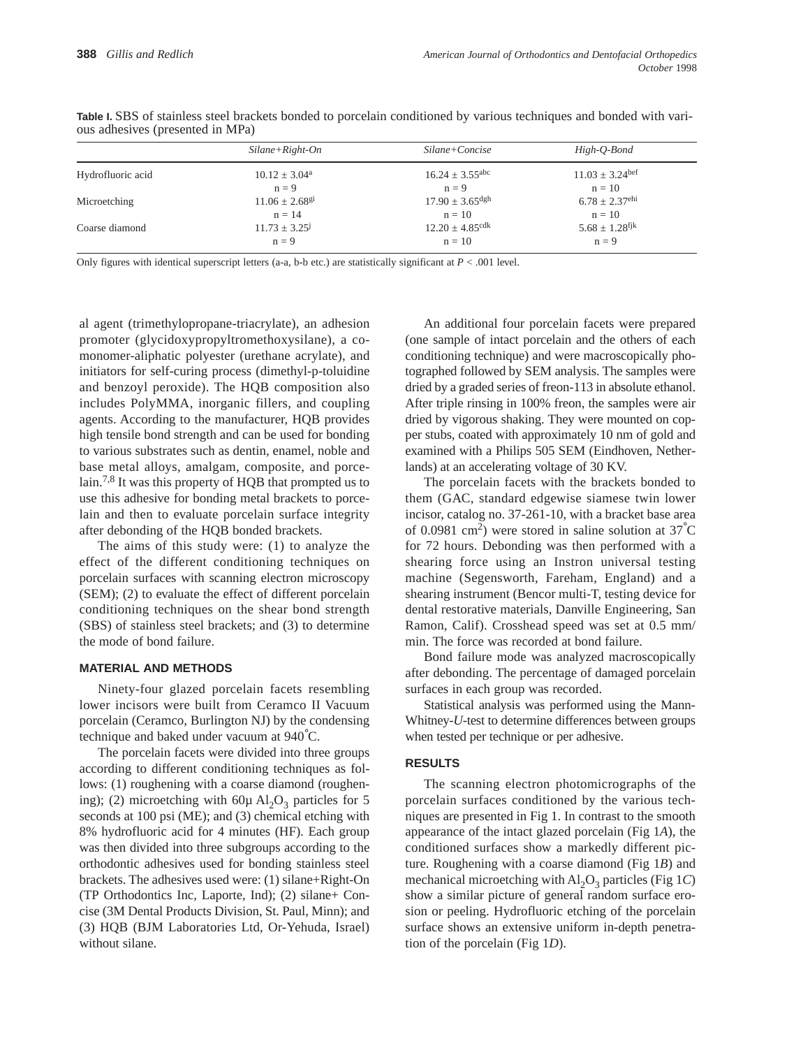**Table I.** SBS of stainless steel brackets bonded to porcelain conditioned by various techniques and bonded with various adhesives (presented in MPa)

| | *Silane+Right-On* | *Silane+Concise* | *High-Q-Bond* |
|---|---|---|---|
| Hydrofluoric acid | $10.12 \pm 3.04^{a}$ n = 9 | $16.24 \pm 3.55^{abc}$ n = 9 | $11.03 \pm 3.24^{bef}$ n = 10 |
| Microetching | $11.06 \pm 2.68^{gi}$ n = 14 | $17.90 \pm 3.65^{dgh}$ n = 10 | $6.78 \pm 2.37^{ehi}$ n = 10 |
| Coarse diamond | $11.73 \pm 3.25^{j}$ n = 9 | $12.20 \pm 4.85^{cdk}$ n = 10 | $5.68 \pm 1.28^{fjk}$ n = 9 |

Only figures with identical superscript letters (a-a, b-b etc.) are statistically significant at $P < .001$ level.

al agent (trimethylopropane-triacrylate), an adhesion promoter (glycidoxypropyltromethoxysilane), a co-monomer-aliphatic polyester (urethane acrylate), and initiators for self-curing process (dimethyl-p-toluidine and benzoyl peroxide). The HQB composition also includes PolyMMA, inorganic fillers, and coupling agents. According to the manufacturer, HQB provides high tensile bond strength and can be used for bonding to various substrates such as dentin, enamel, noble and base metal alloys, amalgam, composite, and porcelain.[7,8] It was this property of HQB that prompted us to use this adhesive for bonding metal brackets to porcelain and then to evaluate porcelain surface integrity after debonding of the HQB bonded brackets.

The aims of this study were: (1) to analyze the effect of the different conditioning techniques on porcelain surfaces with scanning electron microscopy (SEM); (2) to evaluate the effect of different porcelain conditioning techniques on the shear bond strength (SBS) of stainless steel brackets; and (3) to determine the mode of bond failure.

## MATERIAL AND METHODS

Ninety-four glazed porcelain facets resembling lower incisors were built from Ceramco II Vacuum porcelain (Ceramco, Burlington NJ) by the condensing technique and baked under vacuum at 940°C.

The porcelain facets were divided into three groups according to different conditioning techniques as follows: (1) roughening with a coarse diamond (roughening); (2) microetching with 60μ $Al_2O_3$ particles for 5 seconds at 100 psi (ME); and (3) chemical etching with 8% hydrofluoric acid for 4 minutes (HF). Each group was then divided into three subgroups according to the orthodontic adhesives used for bonding stainless steel brackets. The adhesives used were: (1) silane+Right-On (TP Orthodontics Inc, Laporte, Ind); (2) silane+ Concise (3M Dental Products Division, St. Paul, Minn); and (3) HQB (BJM Laboratories Ltd, Or-Yehuda, Israel) without silane.

An additional four porcelain facets were prepared (one sample of intact porcelain and the others of each conditioning technique) and were macroscopically photographed followed by SEM analysis. The samples were dried by a graded series of freon-113 in absolute ethanol. After triple rinsing in 100% freon, the samples were air dried by vigorous shaking. They were mounted on copper stubs, coated with approximately 10 nm of gold and examined with a Philips 505 SEM (Eindhoven, Netherlands) at an accelerating voltage of 30 KV.

The porcelain facets with the brackets bonded to them (GAC, standard edgewise siamese twin lower incisor, catalog no. 37-261-10, with a bracket base area of 0.0981 $cm^2$) were stored in saline solution at 37°C for 72 hours. Debonding was then performed with a shearing force using an Instron universal testing machine (Segensworth, Fareham, England) and a shearing instrument (Bencor multi-T, testing device for dental restorative materials, Danville Engineering, San Ramon, Calif). Crosshead speed was set at 0.5 mm/min. The force was recorded at bond failure.

Bond failure mode was analyzed macroscopically after debonding. The percentage of damaged porcelain surfaces in each group was recorded.

Statistical analysis was performed using the Mann-Whitney-*U*-test to determine differences between groups when tested per technique or per adhesive.

## RESULTS

The scanning electron photomicrographs of the porcelain surfaces conditioned by the various techniques are presented in Fig 1. In contrast to the smooth appearance of the intact glazed porcelain (Fig 1*A*), the conditioned surfaces show a markedly different picture. Roughening with a coarse diamond (Fig 1*B*) and mechanical microetching with $Al_2O_3$ particles (Fig 1*C*) show a similar picture of general random surface erosion or peeling. Hydrofluoric etching of the porcelain surface shows an extensive uniform in-depth penetration of the porcelain (Fig 1*D*).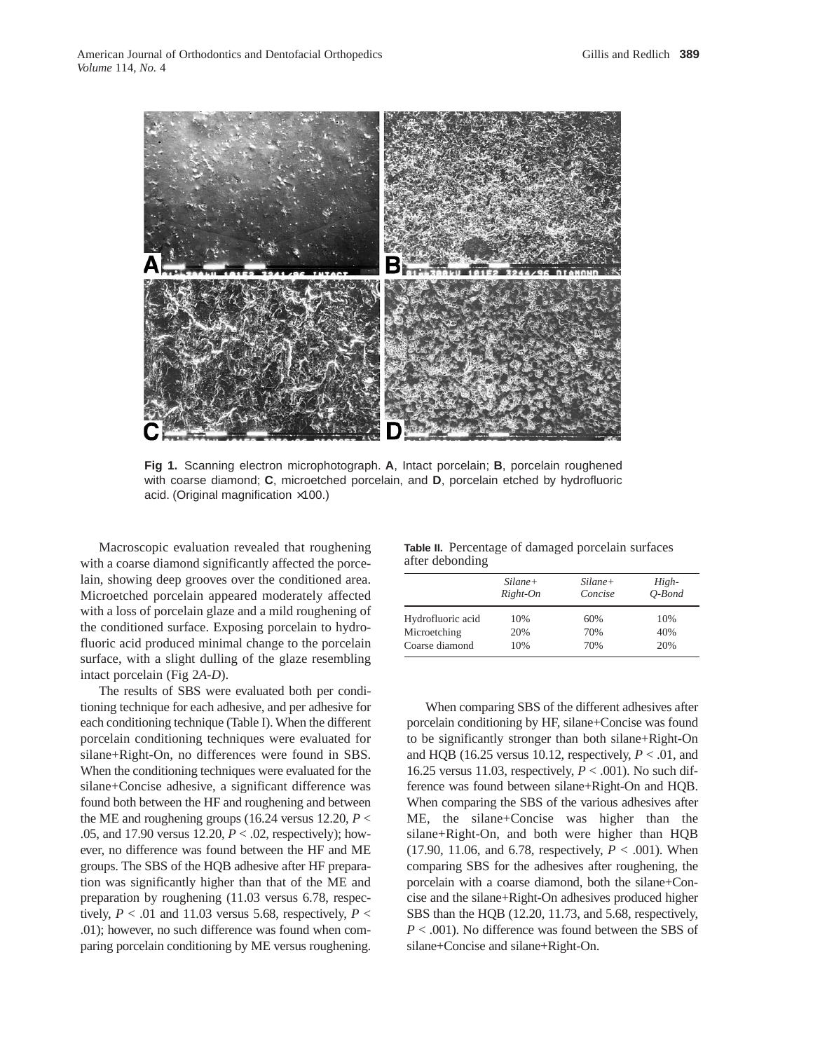Fig 1. Scanning electron microphotograph. **A**, Intact porcelain; **B**, porcelain roughened with coarse diamond; **C**, microetched porcelain, and **D**, porcelain etched by hydrofluoric acid. (Original magnification ×100.)

Macroscopic evaluation revealed that roughening with a coarse diamond significantly affected the porcelain, showing deep grooves over the conditioned area. Microetched porcelain appeared moderately affected with a loss of porcelain glaze and a mild roughening of the conditioned surface. Exposing porcelain to hydrofluoric acid produced minimal change to the porcelain surface, with a slight dulling of the glaze resembling intact porcelain (Fig 2*A-D*).

The results of SBS were evaluated both per conditioning technique for each adhesive, and per adhesive for each conditioning technique (Table I). When the different porcelain conditioning techniques were evaluated for silane+Right-On, no differences were found in SBS. When the conditioning techniques were evaluated for the silane+Concise adhesive, a significant difference was found both between the HF and roughening and between the ME and roughening groups (16.24 versus 12.20, $P < .05$, and 17.90 versus 12.20, $P < .02$, respectively); however, no difference was found between the HF and ME groups. The SBS of the HQB adhesive after HF preparation was significantly higher than that of the ME and preparation by roughening (11.03 versus 6.78, respectively, $P < .01$ and 11.03 versus 5.68, respectively, $P < .01$); however, no such difference was found when comparing porcelain conditioning by ME versus roughening.

**Table II.** Percentage of damaged porcelain surfaces after debonding

| | *Silane+ Right-On* | *Silane+ Concise* | *High-Q-Bond* |
|---|---|---|---|
| Hydrofluoric acid | 10% | 60% | 10% |
| Microetching | 20% | 70% | 40% |
| Coarse diamond | 10% | 70% | 20% |

When comparing SBS of the different adhesives after porcelain conditioning by HF, silane+Concise was found to be significantly stronger than both silane+Right-On and HQB (16.25 versus 10.12, respectively, $P < .01$, and 16.25 versus 11.03, respectively, $P < .001$). No such difference was found between silane+Right-On and HQB. When comparing the SBS of the various adhesives after ME, the silane+Concise was higher than the silane+Right-On, and both were higher than HQB (17.90, 11.06, and 6.78, respectively, $P < .001$). When comparing SBS for the adhesives after roughening, the porcelain with a coarse diamond, both the silane+Concise and the silane+Right-On adhesives produced higher SBS than the HQB (12.20, 11.73, and 5.68, respectively, $P < .001$). No difference was found between the SBS of silane+Concise and silane+Right-On.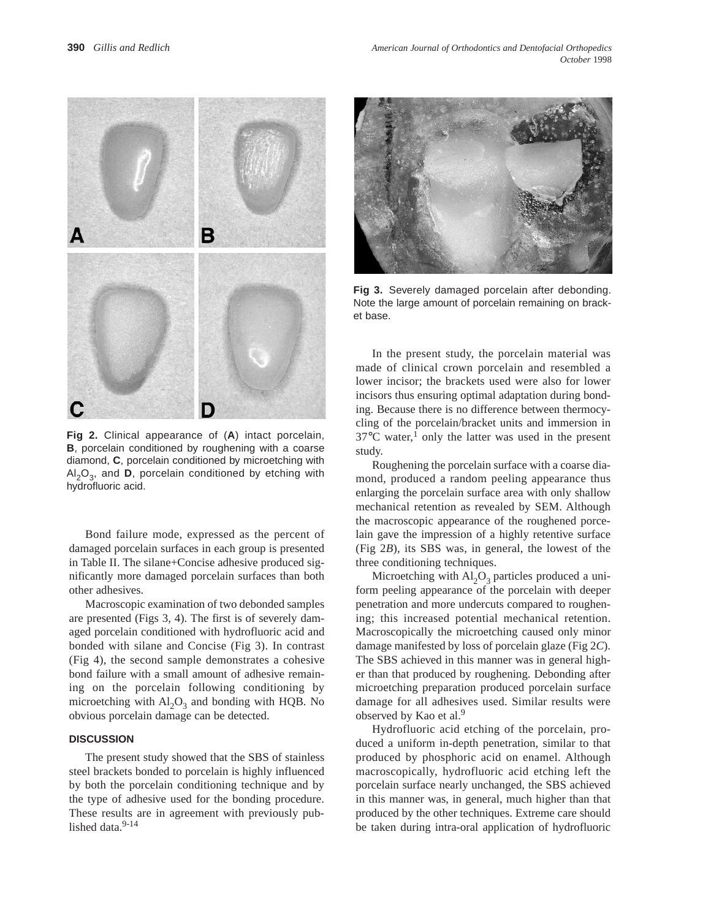Fig 2. Clinical appearance of (**A**) intact porcelain, **B**, porcelain conditioned by roughening with a coarse diamond, **C**, porcelain conditioned by microetching with $Al_2O_3$, and **D**, porcelain conditioned by etching with hydrofluoric acid.

Bond failure mode, expressed as the percent of damaged porcelain surfaces in each group is presented in Table II. The silane+Concise adhesive produced significantly more damaged porcelain surfaces than both other adhesives.

Macroscopic examination of two debonded samples are presented (Figs 3, 4). The first is of severely damaged porcelain conditioned with hydrofluoric acid and bonded with silane and Concise (Fig 3). In contrast (Fig 4), the second sample demonstrates a cohesive bond failure with a small amount of adhesive remaining on the porcelain following conditioning by microetching with $Al_2O_3$ and bonding with HQB. No obvious porcelain damage can be detected.

## DISCUSSION

The present study showed that the SBS of stainless steel brackets bonded to porcelain is highly influenced by both the porcelain conditioning technique and by the type of adhesive used for the bonding procedure. These results are in agreement with previously published data.[9-14]

Fig 3. Severely damaged porcelain after debonding. Note the large amount of porcelain remaining on bracket base.

In the present study, the porcelain material was made of clinical crown porcelain and resembled a lower incisor; the brackets used were also for lower incisors thus ensuring optimal adaptation during bonding. Because there is no difference between thermocycling of the porcelain/bracket units and immersion in 37°C water,[1] only the latter was used in the present study.

Roughening the porcelain surface with a coarse diamond, produced a random peeling appearance thus enlarging the porcelain surface area with only shallow mechanical retention as revealed by SEM. Although the macroscopic appearance of the roughened porcelain gave the impression of a highly retentive surface (Fig 2*B*), its SBS was, in general, the lowest of the three conditioning techniques.

Microetching with $Al_2O_3$ particles produced a uniform peeling appearance of the porcelain with deeper penetration and more undercuts compared to roughening; this increased potential mechanical retention. Macroscopically the microetching caused only minor damage manifested by loss of porcelain glaze (Fig 2*C*). The SBS achieved in this manner was in general higher than that produced by roughening. Debonding after microetching preparation produced porcelain surface damage for all adhesives used. Similar results were observed by Kao et al.[9]

Hydrofluoric acid etching of the porcelain, produced a uniform in-depth penetration, similar to that produced by phosphoric acid on enamel. Although macroscopically, hydrofluoric acid etching left the porcelain surface nearly unchanged, the SBS achieved in this manner was, in general, much higher than that produced by the other techniques. Extreme care should be taken during intra-oral application of hydrofluoric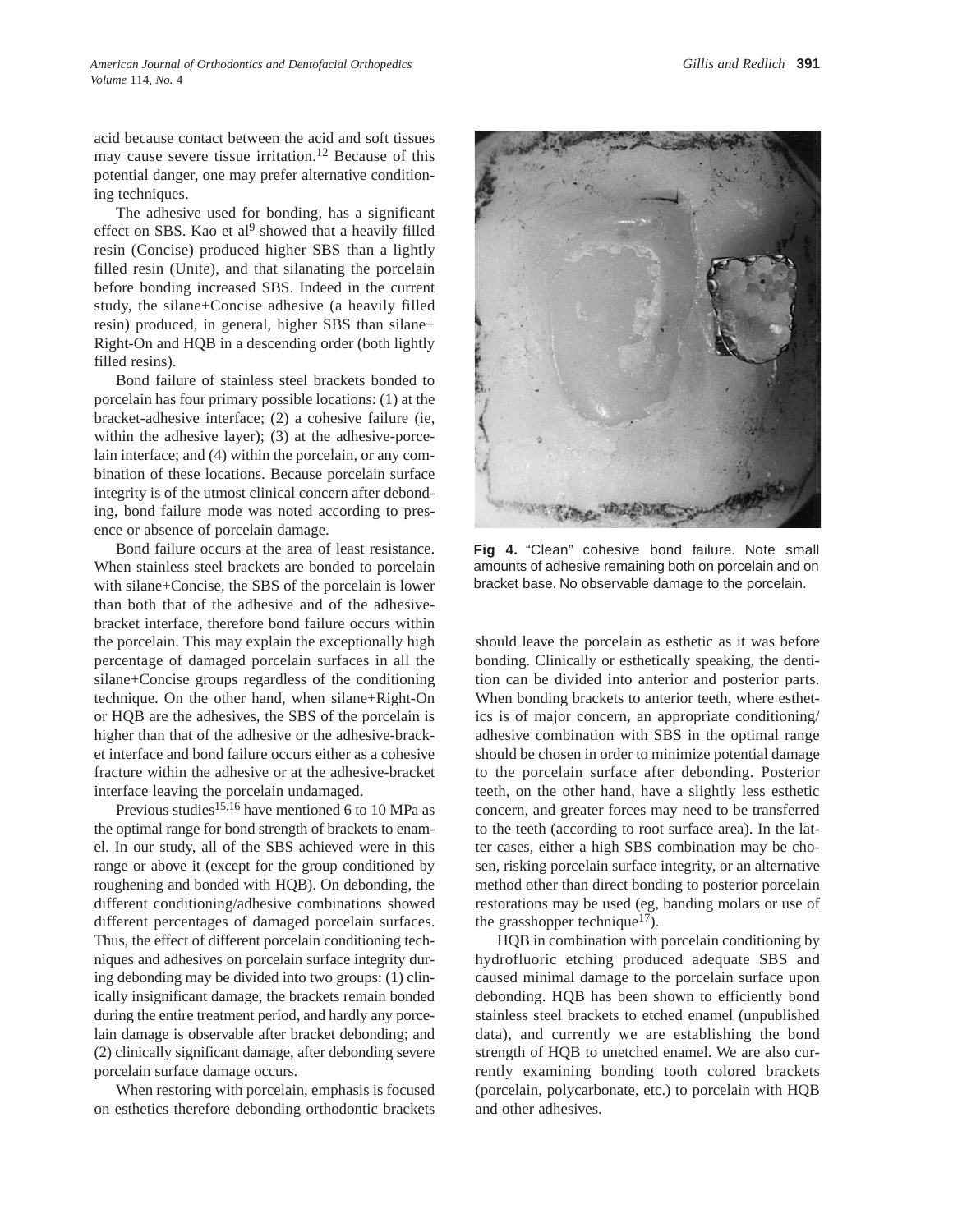acid because contact between the acid and soft tissues may cause severe tissue irritation.[12] Because of this potential danger, one may prefer alternative conditioning techniques.

The adhesive used for bonding, has a significant effect on SBS. Kao et al[9] showed that a heavily filled resin (Concise) produced higher SBS than a lightly filled resin (Unite), and that silanating the porcelain before bonding increased SBS. Indeed in the current study, the silane+Concise adhesive (a heavily filled resin) produced, in general, higher SBS than silane+ Right-On and HQB in a descending order (both lightly filled resins).

Bond failure of stainless steel brackets bonded to porcelain has four primary possible locations: (1) at the bracket-adhesive interface; (2) a cohesive failure (ie, within the adhesive layer); (3) at the adhesive-porcelain interface; and (4) within the porcelain, or any combination of these locations. Because porcelain surface integrity is of the utmost clinical concern after debonding, bond failure mode was noted according to presence or absence of porcelain damage.

Bond failure occurs at the area of least resistance. When stainless steel brackets are bonded to porcelain with silane+Concise, the SBS of the porcelain is lower than both that of the adhesive and of the adhesive-bracket interface, therefore bond failure occurs within the porcelain. This may explain the exceptionally high percentage of damaged porcelain surfaces in all the silane+Concise groups regardless of the conditioning technique. On the other hand, when silane+Right-On or HQB are the adhesives, the SBS of the porcelain is higher than that of the adhesive or the adhesive-bracket interface and bond failure occurs either as a cohesive fracture within the adhesive or at the adhesive-bracket interface leaving the porcelain undamaged.

Previous studies[15,16] have mentioned 6 to 10 MPa as the optimal range for bond strength of brackets to enamel. In our study, all of the SBS achieved were in this range or above it (except for the group conditioned by roughening and bonded with HQB). On debonding, the different conditioning/adhesive combinations showed different percentages of damaged porcelain surfaces. Thus, the effect of different porcelain conditioning techniques and adhesives on porcelain surface integrity during debonding may be divided into two groups: (1) clinically insignificant damage, the brackets remain bonded during the entire treatment period, and hardly any porcelain damage is observable after bracket debonding; and (2) clinically significant damage, after debonding severe porcelain surface damage occurs.

When restoring with porcelain, emphasis is focused on esthetics therefore debonding orthodontic brackets should leave the porcelain as esthetic as it was before bonding. Clinically or esthetically speaking, the dentition can be divided into anterior and posterior parts. When bonding brackets to anterior teeth, where esthetics is of major concern, an appropriate conditioning/adhesive combination with SBS in the optimal range should be chosen in order to minimize potential damage to the porcelain surface after debonding. Posterior teeth, on the other hand, have a slightly less esthetic concern, and greater forces may need to be transferred to the teeth (according to root surface area). In the latter cases, either a high SBS combination may be chosen, risking porcelain surface integrity, or an alternative method other than direct bonding to posterior porcelain restorations may be used (eg, banding molars or use of the grasshopper technique[17]).

**Fig 4.** "Clean" cohesive bond failure. Note small amounts of adhesive remaining both on porcelain and on bracket base. No observable damage to the porcelain.

HQB in combination with porcelain conditioning by hydrofluoric etching produced adequate SBS and caused minimal damage to the porcelain surface upon debonding. HQB has been shown to efficiently bond stainless steel brackets to etched enamel (unpublished data), and currently we are establishing the bond strength of HQB to unetched enamel. We are also currently examining bonding tooth colored brackets (porcelain, polycarbonate, etc.) to porcelain with HQB and other adhesives.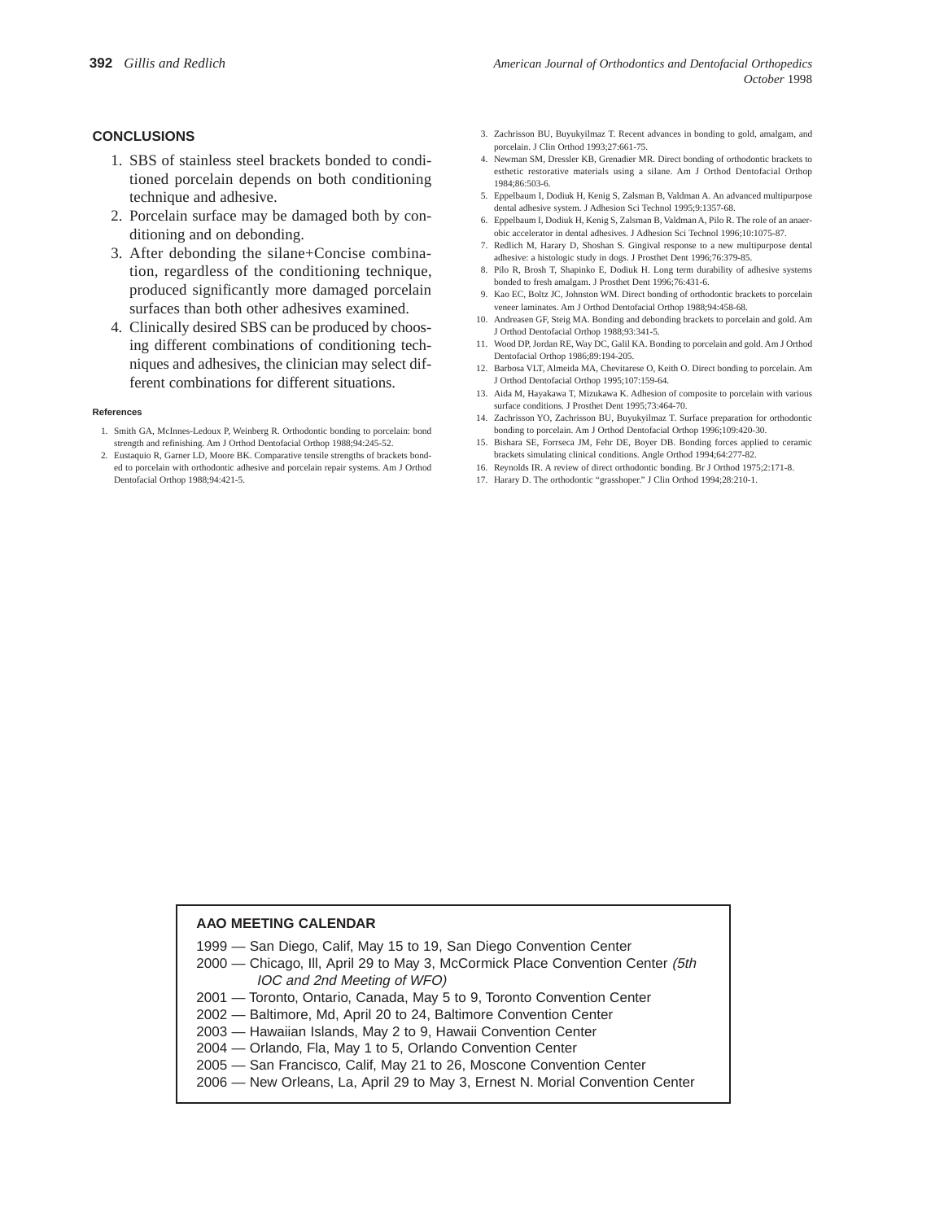## CONCLUSIONS

1. SBS of stainless steel brackets bonded to conditioned porcelain depends on both conditioning technique and adhesive.
2. Porcelain surface may be damaged both by conditioning and on debonding.
3. After debonding the silane+Concise combination, regardless of the conditioning technique, produced significantly more damaged porcelain surfaces than both other adhesives examined.
4. Clinically desired SBS can be produced by choosing different combinations of conditioning techniques and adhesives, the clinician may select different combinations for different situations.

### References

1. Smith GA, McInnes-Ledoux P, Weinberg R. Orthodontic bonding to porcelain: bond strength and refinishing. Am J Orthod Dentofacial Orthop 1988;94:245-52.
2. Eustaquio R, Garner LD, Moore BK. Comparative tensile strengths of brackets bonded to porcelain with orthodontic adhesive and porcelain repair systems. Am J Orthod Dentofacial Orthop 1988;94:421-5.
3. Zachrisson BU, Buyukyilmaz T. Recent advances in bonding to gold, amalgam, and porcelain. J Clin Orthod 1993;27:661-75.
4. Newman SM, Dressler KB, Grenadier MR. Direct bonding of orthodontic brackets to esthetic restorative materials using a silane. Am J Orthod Dentofacial Orthop 1984;86:503-6.
5. Eppelbaum I, Dodiuk H, Kenig S, Zalsman B, Valdman A. An advanced multipurpose dental adhesive system. J Adhesion Sci Technol 1995;9:1357-68.
6. Eppelbaum I, Dodiuk H, Kenig S, Zalsman B, Valdman A, Pilo R. The role of an anaerobic accelerator in dental adhesives. J Adhesion Sci Technol 1996;10:1075-87.
7. Redlich M, Harary D, Shoshan S. Gingival response to a new multipurpose dental adhesive: a histologic study in dogs. J Prosthet Dent 1996;76:379-85.
8. Pilo R, Brosh T, Shapinko E, Dodiuk H. Long term durability of adhesive systems bonded to fresh amalgam. J Prosthet Dent 1996;76:431-6.
9. Kao EC, Boltz JC, Johnston WM. Direct bonding of orthodontic brackets to porcelain veneer laminates. Am J Orthod Dentofacial Orthop 1988;94:458-68.
10. Andreasen GF, Steig MA. Bonding and debonding brackets to porcelain and gold. Am J Orthod Dentofacial Orthop 1988;93:341-5.
11. Wood DP, Jordan RE, Way DC, Galil KA. Bonding to porcelain and gold. Am J Orthod Dentofacial Orthop 1986;89:194-205.
12. Barbosa VLT, Almeida MA, Chevitarese O, Keith O. Direct bonding to porcelain. Am J Orthod Dentofacial Orthop 1995;107:159-64.
13. Aida M, Hayakawa T, Mizukawa K. Adhesion of composite to porcelain with various surface conditions. J Prosthet Dent 1995;73:464-70.
14. Zachrisson YO, Zachrisson BU, Buyukyilmaz T. Surface preparation for orthodontic bonding to porcelain. Am J Orthod Dentofacial Orthop 1996;109:420-30.
15. Bishara SE, Forrseca JM, Fehr DE, Boyer DB. Bonding forces applied to ceramic brackets simulating clinical conditions. Angle Orthod 1994;64:277-82.
16. Reynolds IR. A review of direct orthodontic bonding. Br J Orthod 1975;2:171-8.
17. Harary D. The orthodontic "grasshoper." J Clin Orthod 1994;28:210-1.

**AAO MEETING CALENDAR**

1999 — San Diego, Calif, May 15 to 19, San Diego Convention Center
2000 — Chicago, Ill, April 29 to May 3, McCormick Place Convention Center *(5th IOC and 2nd Meeting of WFO)*
2001 — Toronto, Ontario, Canada, May 5 to 9, Toronto Convention Center
2002 — Baltimore, Md, April 20 to 24, Baltimore Convention Center
2003 — Hawaiian Islands, May 2 to 9, Hawaii Convention Center
2004 — Orlando, Fla, May 1 to 5, Orlando Convention Center
2005 — San Francisco, Calif, May 21 to 26, Moscone Convention Center
2006 — New Orleans, La, April 29 to May 3, Ernest N. Morial Convention Center